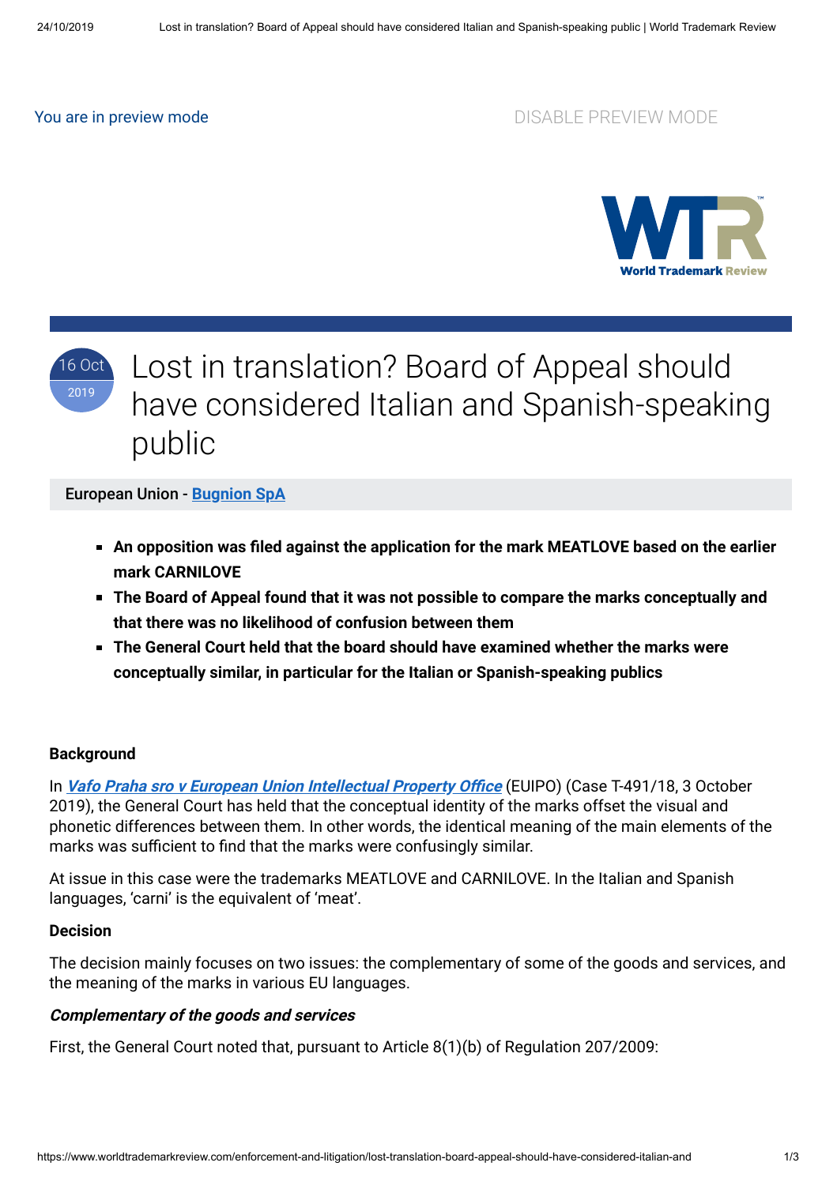You are in preview mode

DISABLE PREVIEW MODE

16 Oct 2019

# Lost in translation? Board of Appeal should have considered Italian and Spanish-speaking public

**European Union - [Bugnion SpA]**

- **An opposition was filed against the application for the mark MEATLOVE based on the earlier mark CARNILOVE**
- **The Board of Appeal found that it was not possible to compare the marks conceptually and that there was no likelihood of confusion between them**
- **The General Court held that the board should have examined whether the marks were conceptually similar, in particular for the Italian or Spanish-speaking publics**

**Background**

In ***Vafo Praha sro v European Union Intellectual Property Office*** (EUIPO) (Case T-491/18, 3 October 2019), the General Court has held that the conceptual identity of the marks offset the visual and phonetic differences between them. In other words, the identical meaning of the main elements of the marks was sufficient to find that the marks were confusingly similar.

At issue in this case were the trademarks MEATLOVE and CARNILOVE. In the Italian and Spanish languages, 'carni' is the equivalent of 'meat'.

**Decision**

The decision mainly focuses on two issues: the complementary of some of the goods and services, and the meaning of the marks in various EU languages.

***Complementary of the goods and services***

First, the General Court noted that, pursuant to Article 8(1)(b) of Regulation 207/2009: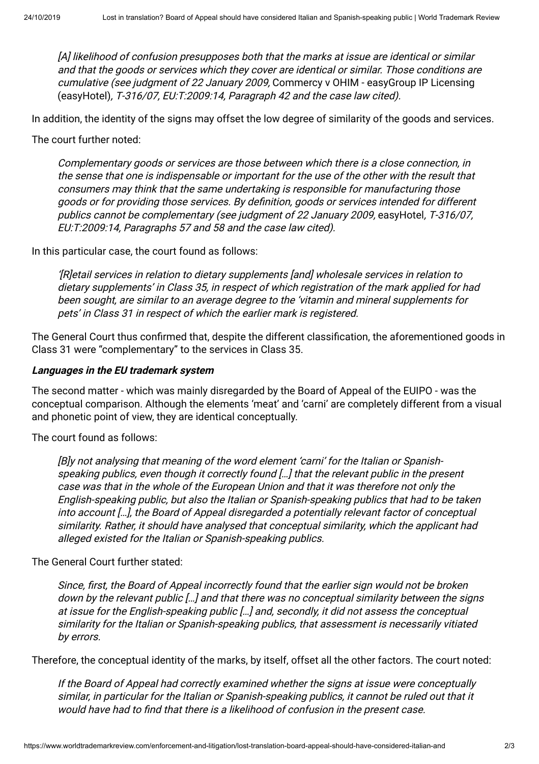> *[A] likelihood of confusion presupposes both that the marks at issue are identical or similar and that the goods or services which they cover are identical or similar. Those conditions are cumulative (see judgment of 22 January 2009,* Commercy v OHIM - easyGroup IP Licensing (easyHotel)*, T-316/07, EU:T:2009:14, Paragraph 42 and the case law cited).*

In addition, the identity of the signs may offset the low degree of similarity of the goods and services.

The court further noted:

> *Complementary goods or services are those between which there is a close connection, in the sense that one is indispensable or important for the use of the other with the result that consumers may think that the same undertaking is responsible for manufacturing those goods or for providing those services. By definition, goods or services intended for different publics cannot be complementary (see judgment of 22 January 2009,* easyHotel*, T-316/07, EU:T:2009:14, Paragraphs 57 and 58 and the case law cited).*

In this particular case, the court found as follows:

> *'[R]etail services in relation to dietary supplements [and] wholesale services in relation to dietary supplements' in Class 35, in respect of which registration of the mark applied for had been sought, are similar to an average degree to the 'vitamin and mineral supplements for pets' in Class 31 in respect of which the earlier mark is registered.*

The General Court thus confirmed that, despite the different classification, the aforementioned goods in Class 31 were "complementary" to the services in Class 35.

***Languages in the EU trademark system***

The second matter - which was mainly disregarded by the Board of Appeal of the EUIPO - was the conceptual comparison. Although the elements 'meat' and 'carni' are completely different from a visual and phonetic point of view, they are identical conceptually.

The court found as follows:

> *[B]y not analysing that meaning of the word element 'carni' for the Italian or Spanish-speaking publics, even though it correctly found […] that the relevant public in the present case was that in the whole of the European Union and that it was therefore not only the English-speaking public, but also the Italian or Spanish-speaking publics that had to be taken into account […], the Board of Appeal disregarded a potentially relevant factor of conceptual similarity. Rather, it should have analysed that conceptual similarity, which the applicant had alleged existed for the Italian or Spanish-speaking publics.*

The General Court further stated:

> *Since, first, the Board of Appeal incorrectly found that the earlier sign would not be broken down by the relevant public […] and that there was no conceptual similarity between the signs at issue for the English-speaking public […] and, secondly, it did not assess the conceptual similarity for the Italian or Spanish-speaking publics, that assessment is necessarily vitiated by errors.*

Therefore, the conceptual identity of the marks, by itself, offset all the other factors. The court noted:

> *If the Board of Appeal had correctly examined whether the signs at issue were conceptually similar, in particular for the Italian or Spanish-speaking publics, it cannot be ruled out that it would have had to find that there is a likelihood of confusion in the present case.*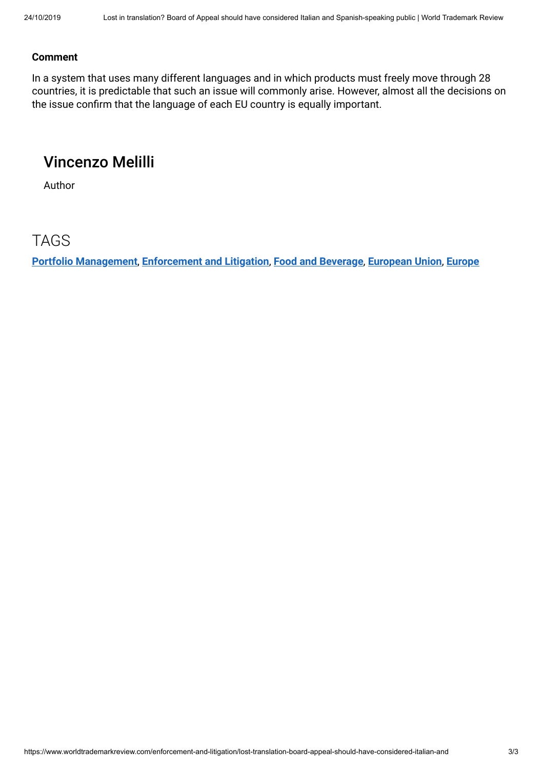**Comment**

In a system that uses many different languages and in which products must freely move through 28 countries, it is predictable that such an issue will commonly arise. However, almost all the decisions on the issue confirm that the language of each EU country is equally important.

## Vincenzo Melilli

Author

## TAGS

**Portfolio Management**, **Enforcement and Litigation**, **Food and Beverage**, **European Union**, **Europe**